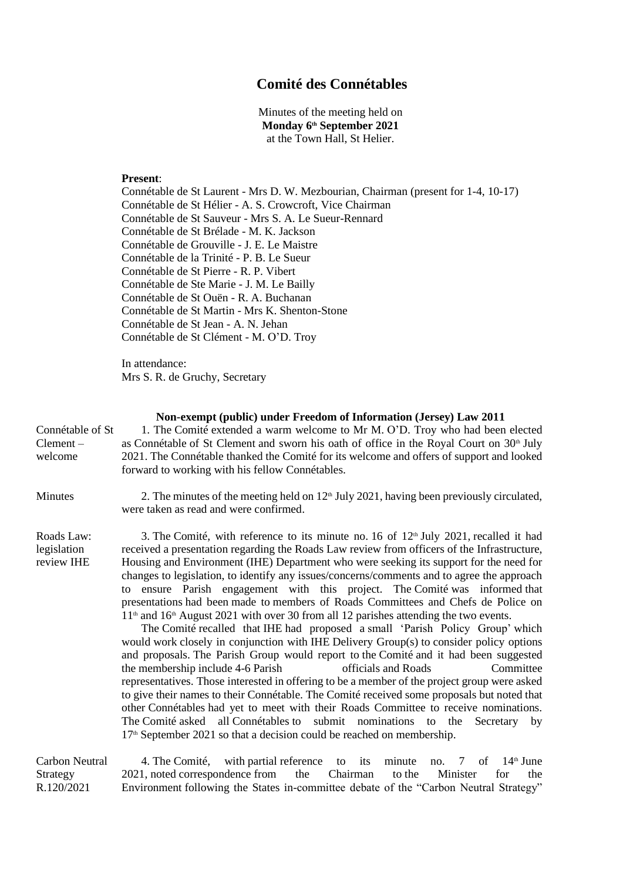# Comité des Connétables

Minutes of the meeting held on
**Monday 6th September 2021**
at the Town Hall, St Helier.

**Present**:

Connétable de St Laurent - Mrs D. W. Mezbourian, Chairman (present for 1-4, 10-17)
Connétable de St Hélier - A. S. Crowcroft, Vice Chairman
Connétable de St Sauveur - Mrs S. A. Le Sueur-Rennard
Connétable de St Brélade - M. K. Jackson
Connétable de Grouville - J. E. Le Maistre
Connétable de la Trinité - P. B. Le Sueur
Connétable de St Pierre - R. P. Vibert
Connétable de Ste Marie - J. M. Le Bailly
Connétable de St Ouën - R. A. Buchanan
Connétable de St Martin - Mrs K. Shenton-Stone
Connétable de St Jean - A. N. Jehan
Connétable de St Clément - M. O'D. Troy

In attendance:
Mrs S. R. de Gruchy, Secretary

**Non-exempt (public) under Freedom of Information (Jersey) Law 2011**

**Connétable of St Clement – welcome**

1. The Comité extended a warm welcome to Mr M. O'D. Troy who had been elected as Connétable of St Clement and sworn his oath of office in the Royal Court on 30th July 2021. The Connétable thanked the Comité for its welcome and offers of support and looked forward to working with his fellow Connétables.

**Minutes**

2. The minutes of the meeting held on 12th July 2021, having been previously circulated, were taken as read and were confirmed.

**Roads Law: legislation review IHE**

3. The Comité, with reference to its minute no. 16 of 12th July 2021, recalled it had received a presentation regarding the Roads Law review from officers of the Infrastructure, Housing and Environment (IHE) Department who were seeking its support for the need for changes to legislation, to identify any issues/concerns/comments and to agree the approach to ensure Parish engagement with this project. The Comité was informed that presentations had been made to members of Roads Committees and Chefs de Police on 11th and 16th August 2021 with over 30 from all 12 parishes attending the two events.

The Comité recalled that IHE had proposed a small 'Parish Policy Group' which would work closely in conjunction with IHE Delivery Group(s) to consider policy options and proposals. The Parish Group would report to the Comité and it had been suggested the membership include 4-6 Parish officials and Roads Committee representatives. Those interested in offering to be a member of the project group were asked to give their names to their Connétable. The Comité received some proposals but noted that other Connétables had yet to meet with their Roads Committee to receive nominations. The Comité asked all Connétables to submit nominations to the Secretary by 17th September 2021 so that a decision could be reached on membership.

**Carbon Neutral Strategy R.120/2021**

4. The Comité, with partial reference to its minute no. 7 of 14th June 2021, noted correspondence from the Chairman to the Minister for the Environment following the States in-committee debate of the "Carbon Neutral Strategy"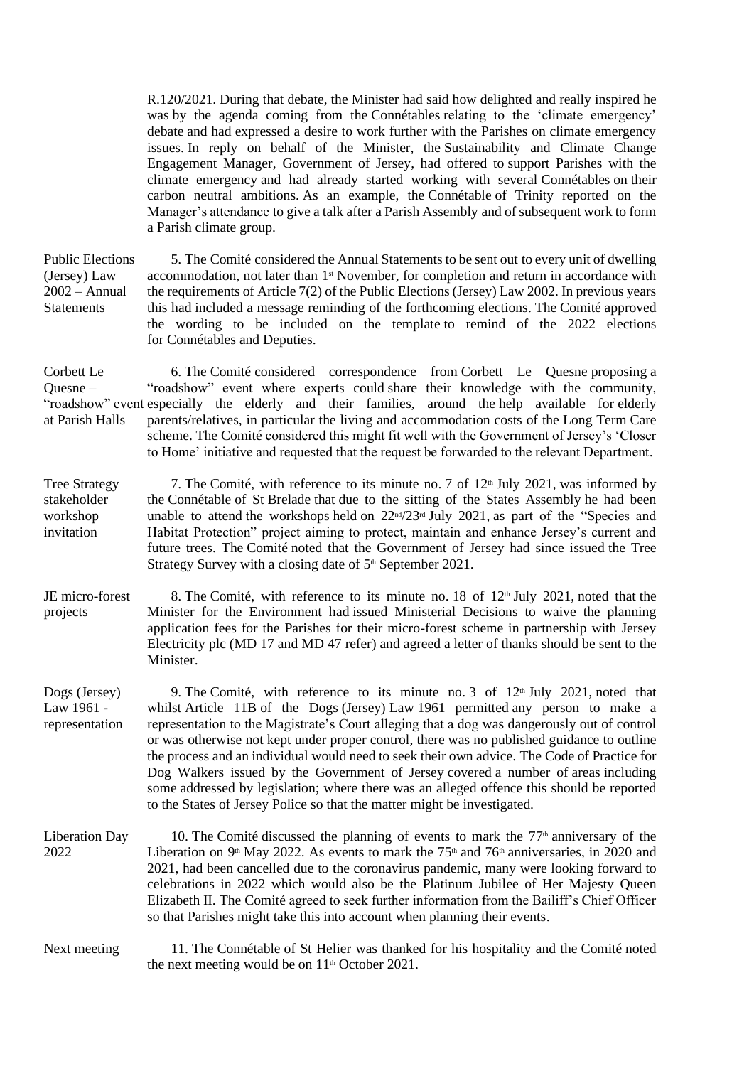R.120/2021. During that debate, the Minister had said how delighted and really inspired he was by the agenda coming from the Connétables relating to the 'climate emergency' debate and had expressed a desire to work further with the Parishes on climate emergency issues. In reply on behalf of the Minister, the Sustainability and Climate Change Engagement Manager, Government of Jersey, had offered to support Parishes with the climate emergency and had already started working with several Connétables on their carbon neutral ambitions. As an example, the Connétable of Trinity reported on the Manager's attendance to give a talk after a Parish Assembly and of subsequent work to form a Parish climate group.

**Public Elections (Jersey) Law 2002 – Annual Statements**

5. The Comité considered the Annual Statements to be sent out to every unit of dwelling accommodation, not later than 1st November, for completion and return in accordance with the requirements of Article 7(2) of the Public Elections (Jersey) Law 2002. In previous years this had included a message reminding of the forthcoming elections. The Comité approved the wording to be included on the template to remind of the 2022 elections for Connétables and Deputies.

**Corbett Le Quesne – "roadshow" event at Parish Halls**

6. The Comité considered correspondence from Corbett Le Quesne proposing a "roadshow" event where experts could share their knowledge with the community, especially the elderly and their families, around the help available for elderly parents/relatives, in particular the living and accommodation costs of the Long Term Care scheme. The Comité considered this might fit well with the Government of Jersey's 'Closer to Home' initiative and requested that the request be forwarded to the relevant Department.

**Tree Strategy stakeholder workshop invitation**

7. The Comité, with reference to its minute no. 7 of 12th July 2021, was informed by the Connétable of St Brelade that due to the sitting of the States Assembly he had been unable to attend the workshops held on 22nd/23rd July 2021, as part of the "Species and Habitat Protection" project aiming to protect, maintain and enhance Jersey's current and future trees. The Comité noted that the Government of Jersey had since issued the Tree Strategy Survey with a closing date of 5th September 2021.

**JE micro-forest projects**

8. The Comité, with reference to its minute no. 18 of 12th July 2021, noted that the Minister for the Environment had issued Ministerial Decisions to waive the planning application fees for the Parishes for their micro-forest scheme in partnership with Jersey Electricity plc (MD 17 and MD 47 refer) and agreed a letter of thanks should be sent to the Minister.

**Dogs (Jersey) Law 1961 - representation**

9. The Comité, with reference to its minute no. 3 of 12th July 2021, noted that whilst Article 11B of the Dogs (Jersey) Law 1961 permitted any person to make a representation to the Magistrate's Court alleging that a dog was dangerously out of control or was otherwise not kept under proper control, there was no published guidance to outline the process and an individual would need to seek their own advice. The Code of Practice for Dog Walkers issued by the Government of Jersey covered a number of areas including some addressed by legislation; where there was an alleged offence this should be reported to the States of Jersey Police so that the matter might be investigated.

**Liberation Day 2022**

10. The Comité discussed the planning of events to mark the 77th anniversary of the Liberation on 9th May 2022. As events to mark the 75th and 76th anniversaries, in 2020 and 2021, had been cancelled due to the coronavirus pandemic, many were looking forward to celebrations in 2022 which would also be the Platinum Jubilee of Her Majesty Queen Elizabeth II. The Comité agreed to seek further information from the Bailiff's Chief Officer so that Parishes might take this into account when planning their events.

**Next meeting**

11. The Connétable of St Helier was thanked for his hospitality and the Comité noted the next meeting would be on 11th October 2021.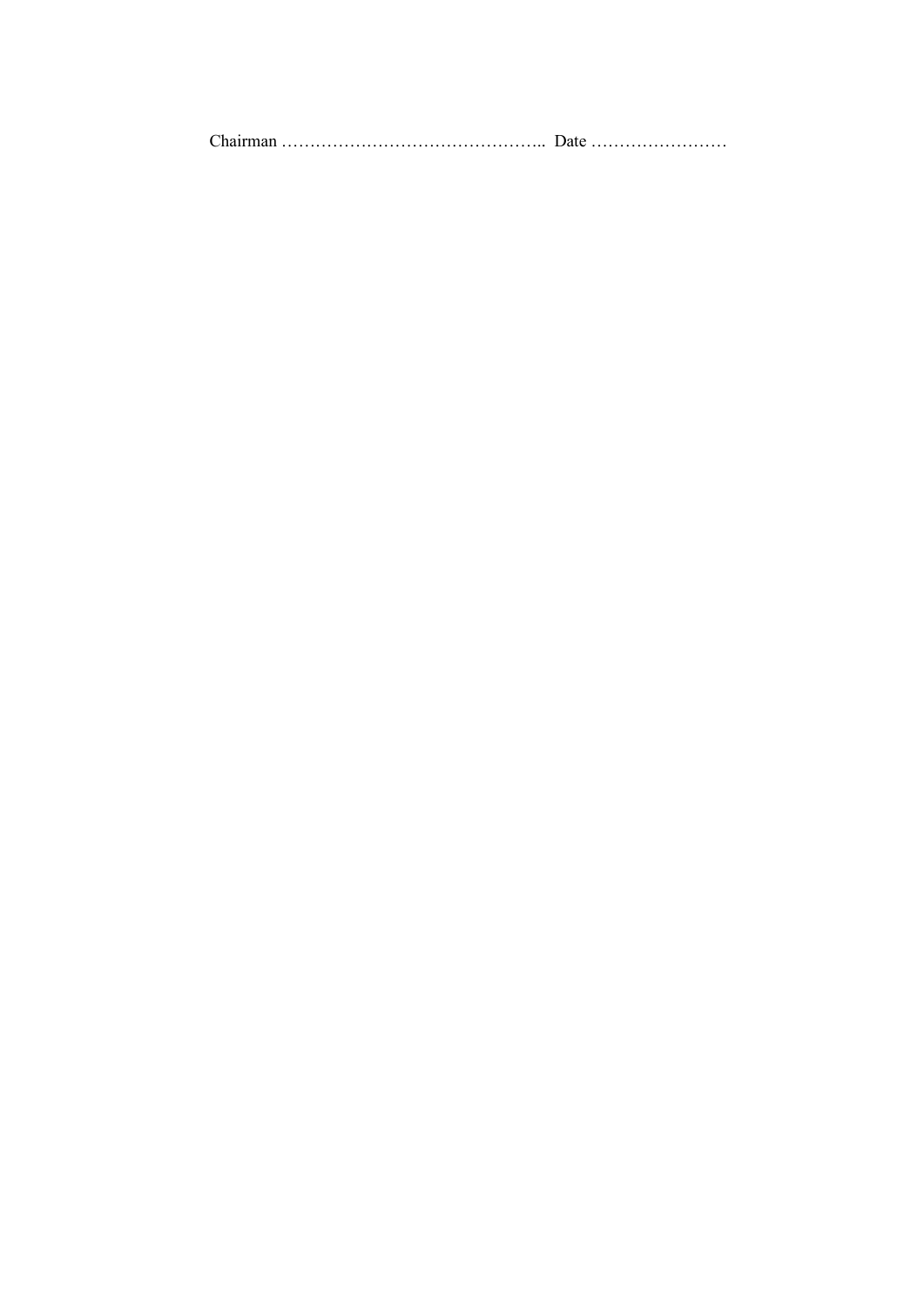Chairman ……………………………………….. Date ……………………